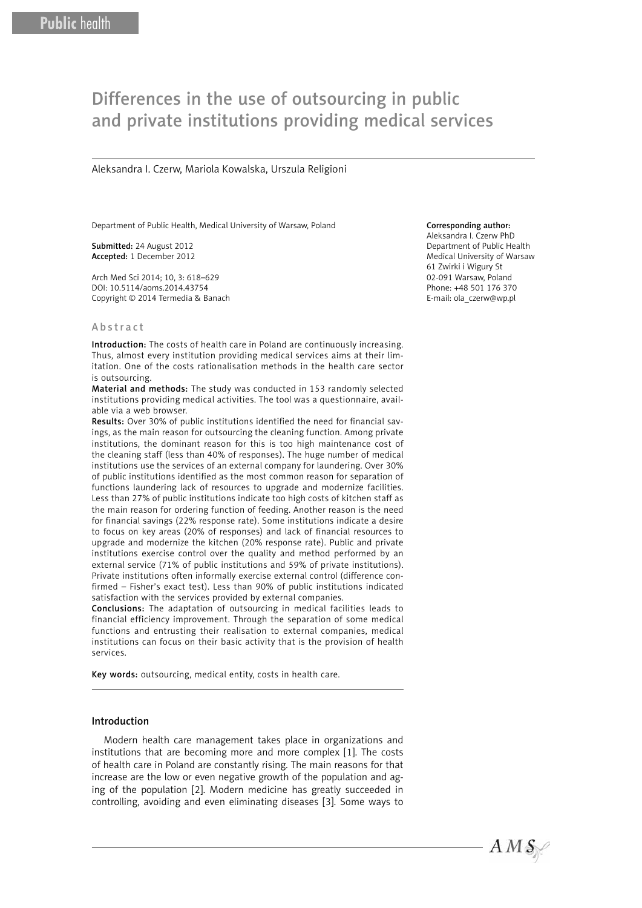Public health

# Differences in the use of outsourcing in public and private institutions providing medical services

Aleksandra I. Czerw, Mariola Kowalska, Urszula Religioni

Department of Public Health, Medical University of Warsaw, Poland

**Submitted:** 24 August 2012
**Accepted:** 1 December 2012

Arch Med Sci 2014; 10, 3: 618–629
DOI: 10.5114/aoms.2014.43754
Copyright © 2014 Termedia & Banach

**Corresponding author:**
Aleksandra I. Czerw PhD
Department of Public Health
Medical University of Warsaw
61 Zwirki i Wigury St
02-091 Warsaw, Poland
Phone: +48 501 176 370
E-mail: ola_czerw@wp.pl

## Abstract

**Introduction:** The costs of health care in Poland are continuously increasing. Thus, almost every institution providing medical services aims at their limitation. One of the costs rationalisation methods in the health care sector is outsourcing.

**Material and methods:** The study was conducted in 153 randomly selected institutions providing medical activities. The tool was a questionnaire, available via a web browser.

**Results:** Over 30% of public institutions identified the need for financial savings, as the main reason for outsourcing the cleaning function. Among private institutions, the dominant reason for this is too high maintenance cost of the cleaning staff (less than 40% of responses). The huge number of medical institutions use the services of an external company for laundering. Over 30% of public institutions identified as the most common reason for separation of functions laundering lack of resources to upgrade and modernize facilities. Less than 27% of public institutions indicate too high costs of kitchen staff as the main reason for ordering function of feeding. Another reason is the need for financial savings (22% response rate). Some institutions indicate a desire to focus on key areas (20% of responses) and lack of financial resources to upgrade and modernize the kitchen (20% response rate). Public and private institutions exercise control over the quality and method performed by an external service (71% of public institutions and 59% of private institutions). Private institutions often informally exercise external control (difference confirmed – Fisher's exact test). Less than 90% of public institutions indicated satisfaction with the services provided by external companies.

**Conclusions:** The adaptation of outsourcing in medical facilities leads to financial efficiency improvement. Through the separation of some medical functions and entrusting their realisation to external companies, medical institutions can focus on their basic activity that is the provision of health services.

**Key words:** outsourcing, medical entity, costs in health care.

## Introduction

Modern health care management takes place in organizations and institutions that are becoming more and more complex [1]. The costs of health care in Poland are constantly rising. The main reasons for that increase are the low or even negative growth of the population and aging of the population [2]. Modern medicine has greatly succeeded in controlling, avoiding and even eliminating diseases [3]. Some ways to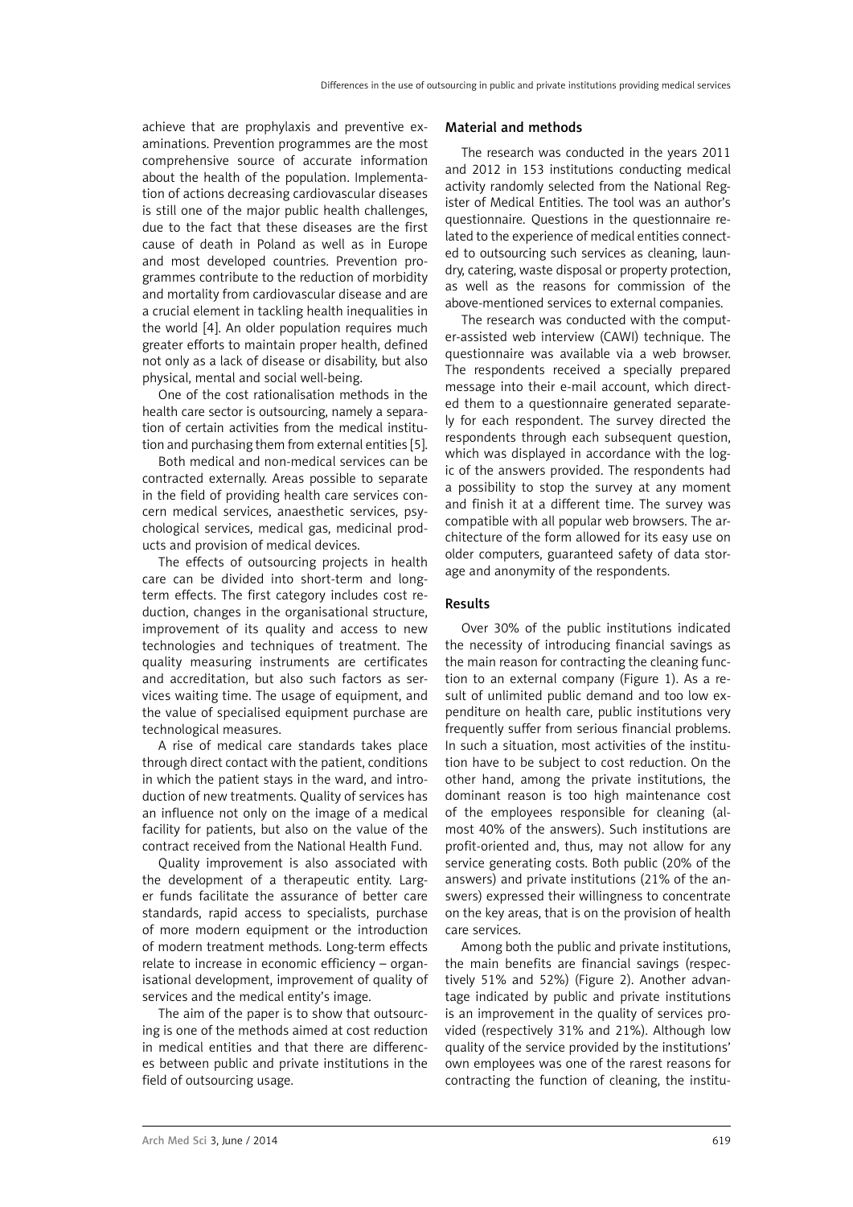achieve that are prophylaxis and preventive examinations. Prevention programmes are the most comprehensive source of accurate information about the health of the population. Implementation of actions decreasing cardiovascular diseases is still one of the major public health challenges, due to the fact that these diseases are the first cause of death in Poland as well as in Europe and most developed countries. Prevention programmes contribute to the reduction of morbidity and mortality from cardiovascular disease and are a crucial element in tackling health inequalities in the world [4]. An older population requires much greater efforts to maintain proper health, defined not only as a lack of disease or disability, but also physical, mental and social well-being.

One of the cost rationalisation methods in the health care sector is outsourcing, namely a separation of certain activities from the medical institution and purchasing them from external entities [5].

Both medical and non-medical services can be contracted externally. Areas possible to separate in the field of providing health care services concern medical services, anaesthetic services, psychological services, medical gas, medicinal products and provision of medical devices.

The effects of outsourcing projects in health care can be divided into short-term and long-term effects. The first category includes cost reduction, changes in the organisational structure, improvement of its quality and access to new technologies and techniques of treatment. The quality measuring instruments are certificates and accreditation, but also such factors as services waiting time. The usage of equipment, and the value of specialised equipment purchase are technological measures.

A rise of medical care standards takes place through direct contact with the patient, conditions in which the patient stays in the ward, and introduction of new treatments. Quality of services has an influence not only on the image of a medical facility for patients, but also on the value of the contract received from the National Health Fund.

Quality improvement is also associated with the development of a therapeutic entity. Larger funds facilitate the assurance of better care standards, rapid access to specialists, purchase of more modern equipment or the introduction of modern treatment methods. Long-term effects relate to increase in economic efficiency – organisational development, improvement of quality of services and the medical entity's image.

The aim of the paper is to show that outsourcing is one of the methods aimed at cost reduction in medical entities and that there are differences between public and private institutions in the field of outsourcing usage.

## Material and methods

The research was conducted in the years 2011 and 2012 in 153 institutions conducting medical activity randomly selected from the National Register of Medical Entities. The tool was an author's questionnaire. Questions in the questionnaire related to the experience of medical entities connected to outsourcing such services as cleaning, laundry, catering, waste disposal or property protection, as well as the reasons for commission of the above-mentioned services to external companies.

The research was conducted with the computer-assisted web interview (CAWI) technique. The questionnaire was available via a web browser. The respondents received a specially prepared message into their e-mail account, which directed them to a questionnaire generated separately for each respondent. The survey directed the respondents through each subsequent question, which was displayed in accordance with the logic of the answers provided. The respondents had a possibility to stop the survey at any moment and finish it at a different time. The survey was compatible with all popular web browsers. The architecture of the form allowed for its easy use on older computers, guaranteed safety of data storage and anonymity of the respondents.

## Results

Over 30% of the public institutions indicated the necessity of introducing financial savings as the main reason for contracting the cleaning function to an external company (Figure 1). As a result of unlimited public demand and too low expenditure on health care, public institutions very frequently suffer from serious financial problems. In such a situation, most activities of the institution have to be subject to cost reduction. On the other hand, among the private institutions, the dominant reason is too high maintenance cost of the employees responsible for cleaning (almost 40% of the answers). Such institutions are profit-oriented and, thus, may not allow for any service generating costs. Both public (20% of the answers) and private institutions (21% of the answers) expressed their willingness to concentrate on the key areas, that is on the provision of health care services.

Among both the public and private institutions, the main benefits are financial savings (respectively 51% and 52%) (Figure 2). Another advantage indicated by public and private institutions is an improvement in the quality of services provided (respectively 31% and 21%). Although low quality of the service provided by the institutions' own employees was one of the rarest reasons for contracting the function of cleaning, the institu-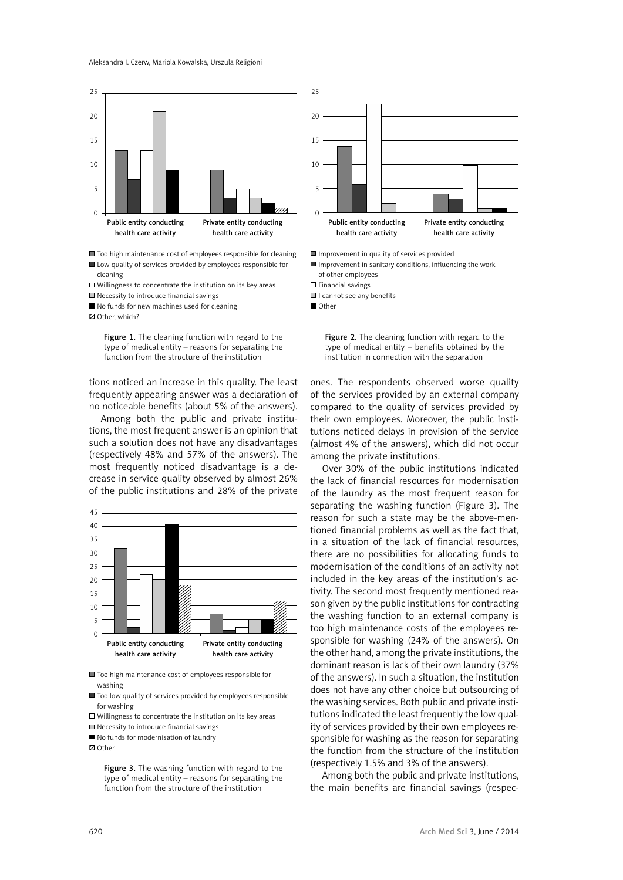Figure 1. The cleaning function with regard to the type of medical entity – reasons for separating the function from the structure of the institution

Figure 2. The cleaning function with regard to the type of medical entity – benefits obtained by the institution in connection with the separation

tions noticed an increase in this quality. The least frequently appearing answer was a declaration of no noticeable benefits (about 5% of the answers).

Among both the public and private institutions, the most frequent answer is an opinion that such a solution does not have any disadvantages (respectively 48% and 57% of the answers). The most frequently noticed disadvantage is a decrease in service quality observed by almost 26% of the public institutions and 28% of the private ones. The respondents observed worse quality of the services provided by an external company compared to the quality of services provided by their own employees. Moreover, the public institutions noticed delays in provision of the service (almost 4% of the answers), which did not occur among the private institutions.

Figure 3. The washing function with regard to the type of medical entity – reasons for separating the function from the structure of the institution

Over 30% of the public institutions indicated the lack of financial resources for modernisation of the laundry as the most frequent reason for separating the washing function (Figure 3). The reason for such a state may be the above-mentioned financial problems as well as the fact that, in a situation of the lack of financial resources, there are no possibilities for allocating funds to modernisation of the conditions of an activity not included in the key areas of the institution's activity. The second most frequently mentioned reason given by the public institutions for contracting the washing function to an external company is too high maintenance costs of the employees responsible for washing (24% of the answers). On the other hand, among the private institutions, the dominant reason is lack of their own laundry (37% of the answers). In such a situation, the institution does not have any other choice but outsourcing of the washing services. Both public and private institutions indicated the least frequently the low quality of services provided by their own employees responsible for washing as the reason for separating the function from the structure of the institution (respectively 1.5% and 3% of the answers).

Among both the public and private institutions, the main benefits are financial savings (respec-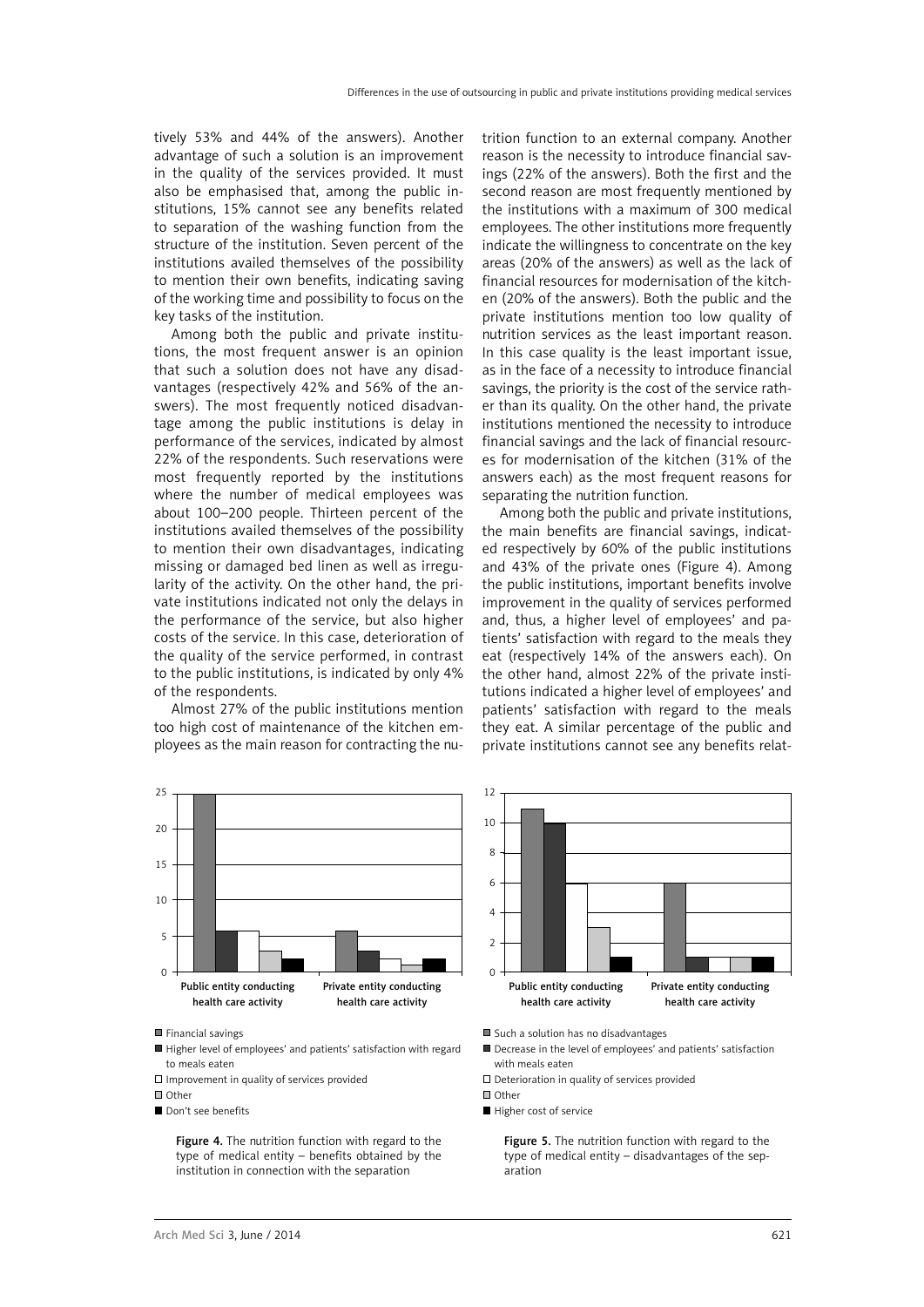tively 53% and 44% of the answers). Another advantage of such a solution is an improvement in the quality of the services provided. It must also be emphasised that, among the public institutions, 15% cannot see any benefits related to separation of the washing function from the structure of the institution. Seven percent of the institutions availed themselves of the possibility to mention their own benefits, indicating saving of the working time and possibility to focus on the key tasks of the institution.

Among both the public and private institutions, the most frequent answer is an opinion that such a solution does not have any disadvantages (respectively 42% and 56% of the answers). The most frequently noticed disadvantage among the public institutions is delay in performance of the services, indicated by almost 22% of the respondents. Such reservations were most frequently reported by the institutions where the number of medical employees was about 100–200 people. Thirteen percent of the institutions availed themselves of the possibility to mention their own disadvantages, indicating missing or damaged bed linen as well as irregularity of the activity. On the other hand, the private institutions indicated not only the delays in the performance of the service, but also higher costs of the service. In this case, deterioration of the quality of the service performed, in contrast to the public institutions, is indicated by only 4% of the respondents.

Almost 27% of the public institutions mention too high cost of maintenance of the kitchen employees as the main reason for contracting the nutrition function to an external company. Another reason is the necessity to introduce financial savings (22% of the answers). Both the first and the second reason are most frequently mentioned by the institutions with a maximum of 300 medical employees. The other institutions more frequently indicate the willingness to concentrate on the key areas (20% of the answers) as well as the lack of financial resources for modernisation of the kitchen (20% of the answers). Both the public and the private institutions mention too low quality of nutrition services as the least important reason. In this case quality is the least important issue, as in the face of a necessity to introduce financial savings, the priority is the cost of the service rather than its quality. On the other hand, the private institutions mentioned the necessity to introduce financial savings and the lack of financial resources for modernisation of the kitchen (31% of the answers each) as the most frequent reasons for separating the nutrition function.

Among both the public and private institutions, the main benefits are financial savings, indicated respectively by 60% of the public institutions and 43% of the private ones (Figure 4). Among the public institutions, important benefits involve improvement in the quality of services performed and, thus, a higher level of employees' and patients' satisfaction with regard to the meals they eat (respectively 14% of the answers each). On the other hand, almost 22% of the private institutions indicated a higher level of employees' and patients' satisfaction with regard to the meals they eat. A similar percentage of the public and private institutions cannot see any benefits relat-

Figure 4. The nutrition function with regard to the type of medical entity – benefits obtained by the institution in connection with the separation

Figure 5. The nutrition function with regard to the type of medical entity – disadvantages of the separation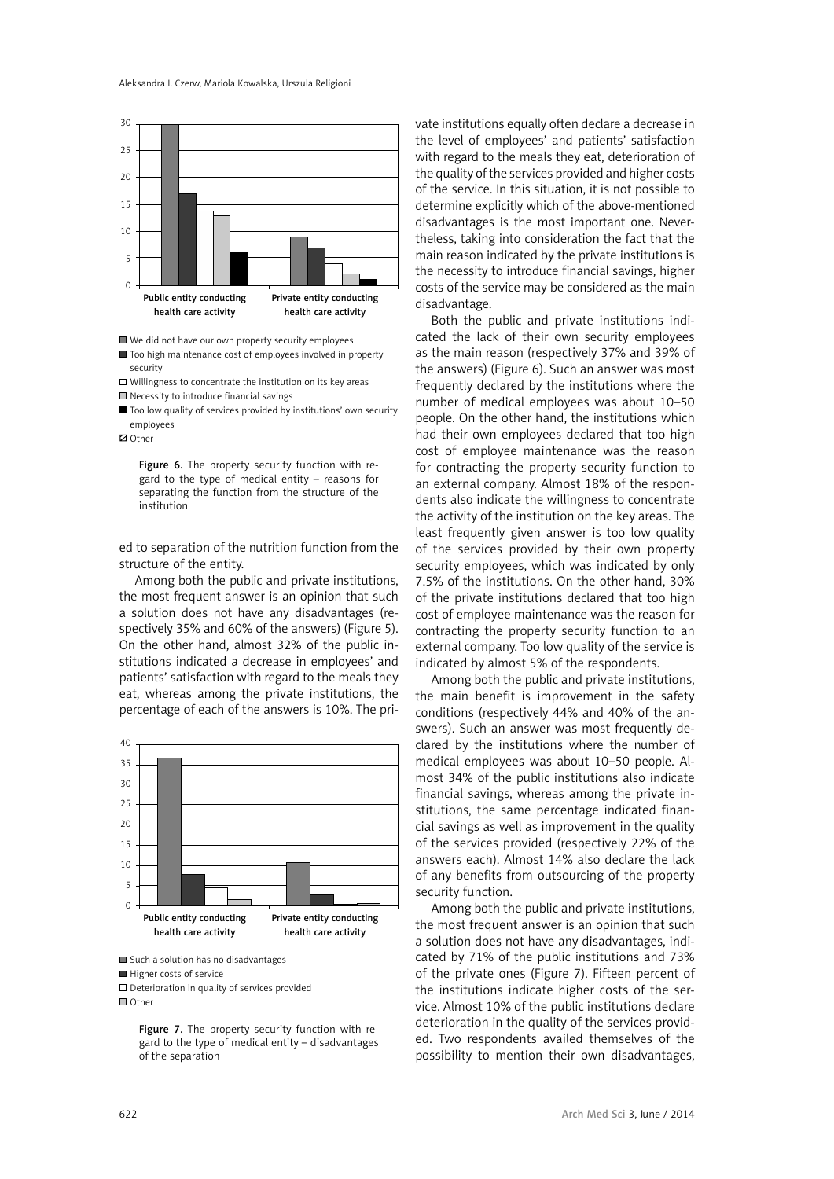■ We did not have our own property security employees
■ Too high maintenance cost of employees involved in property security
□ Willingness to concentrate the institution on its key areas
□ Necessity to introduce financial savings
■ Too low quality of services provided by institutions' own security employees
☒ Other

**Figure 6.** The property security function with regard to the type of medical entity – reasons for separating the function from the structure of the institution

ed to separation of the nutrition function from the structure of the entity.

Among both the public and private institutions, the most frequent answer is an opinion that such a solution does not have any disadvantages (respectively 35% and 60% of the answers) (Figure 5). On the other hand, almost 32% of the public institutions indicated a decrease in employees' and patients' satisfaction with regard to the meals they eat, whereas among the private institutions, the percentage of each of the answers is 10%. The private institutions equally often declare a decrease in the level of employees' and patients' satisfaction with regard to the meals they eat, deterioration of the quality of the services provided and higher costs of the service. In this situation, it is not possible to determine explicitly which of the above-mentioned disadvantages is the most important one. Nevertheless, taking into consideration the fact that the main reason indicated by the private institutions is the necessity to introduce financial savings, higher costs of the service may be considered as the main disadvantage.

■ Such a solution has no disadvantages
■ Higher costs of service
□ Deterioration in quality of services provided
□ Other

**Figure 7.** The property security function with regard to the type of medical entity – disadvantages of the separation

Both the public and private institutions indicated the lack of their own security employees as the main reason (respectively 37% and 39% of the answers) (Figure 6). Such an answer was most frequently declared by the institutions where the number of medical employees was about 10–50 people. On the other hand, the institutions which had their own employees declared that too high cost of employee maintenance was the reason for contracting the property security function to an external company. Almost 18% of the respondents also indicate the willingness to concentrate the activity of the institution on the key areas. The least frequently given answer is too low quality of the services provided by their own property security employees, which was indicated by only 7.5% of the institutions. On the other hand, 30% of the private institutions declared that too high cost of employee maintenance was the reason for contracting the property security function to an external company. Too low quality of the service is indicated by almost 5% of the respondents.

Among both the public and private institutions, the main benefit is improvement in the safety conditions (respectively 44% and 40% of the answers). Such an answer was most frequently declared by the institutions where the number of medical employees was about 10–50 people. Almost 34% of the public institutions also indicate financial savings, whereas among the private institutions, the same percentage indicated financial savings as well as improvement in the quality of the services provided (respectively 22% of the answers each). Almost 14% also declare the lack of any benefits from outsourcing of the property security function.

Among both the public and private institutions, the most frequent answer is an opinion that such a solution does not have any disadvantages, indicated by 71% of the public institutions and 73% of the private ones (Figure 7). Fifteen percent of the institutions indicate higher costs of the service. Almost 10% of the public institutions declare deterioration in the quality of the services provided. Two respondents availed themselves of the possibility to mention their own disadvantages,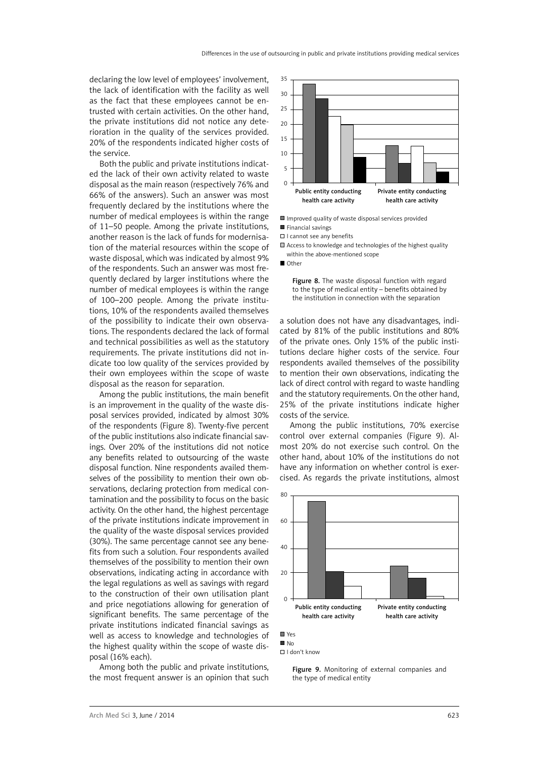declaring the low level of employees' involvement, the lack of identification with the facility as well as the fact that these employees cannot be entrusted with certain activities. On the other hand, the private institutions did not notice any deterioration in the quality of the services provided. 20% of the respondents indicated higher costs of the service.

Both the public and private institutions indicated the lack of their own activity related to waste disposal as the main reason (respectively 76% and 66% of the answers). Such an answer was most frequently declared by the institutions where the number of medical employees is within the range of 11–50 people. Among the private institutions, another reason is the lack of funds for modernisation of the material resources within the scope of waste disposal, which was indicated by almost 9% of the respondents. Such an answer was most frequently declared by larger institutions where the number of medical employees is within the range of 100–200 people. Among the private institutions, 10% of the respondents availed themselves of the possibility to indicate their own observations. The respondents declared the lack of formal and technical possibilities as well as the statutory requirements. The private institutions did not indicate too low quality of the services provided by their own employees within the scope of waste disposal as the reason for separation.

Among the public institutions, the main benefit is an improvement in the quality of the waste disposal services provided, indicated by almost 30% of the respondents (Figure 8). Twenty-five percent of the public institutions also indicate financial savings. Over 20% of the institutions did not notice any benefits related to outsourcing of the waste disposal function. Nine respondents availed themselves of the possibility to mention their own observations, declaring protection from medical contamination and the possibility to focus on the basic activity. On the other hand, the highest percentage of the private institutions indicate improvement in the quality of the waste disposal services provided (30%). The same percentage cannot see any benefits from such a solution. Four respondents availed themselves of the possibility to mention their own observations, indicating acting in accordance with the legal regulations as well as savings with regard to the construction of their own utilisation plant and price negotiations allowing for generation of significant benefits. The same percentage of the private institutions indicated financial savings as well as access to knowledge and technologies of the highest quality within the scope of waste disposal (16% each).

Among both the public and private institutions, the most frequent answer is an opinion that such a solution does not have any disadvantages, indicated by 81% of the public institutions and 80% of the private ones. Only 15% of the public institutions declare higher costs of the service. Four respondents availed themselves of the possibility to mention their own observations, indicating the lack of direct control with regard to waste handling and the statutory requirements. On the other hand, 25% of the private institutions indicate higher costs of the service.

Among the public institutions, 70% exercise control over external companies (Figure 9). Almost 20% do not exercise such control. On the other hand, about 10% of the institutions do not have any information on whether control is exercised. As regards the private institutions, almost

Figure 8. The waste disposal function with regard to the type of medical entity – benefits obtained by the institution in connection with the separation

Figure 9. Monitoring of external companies and the type of medical entity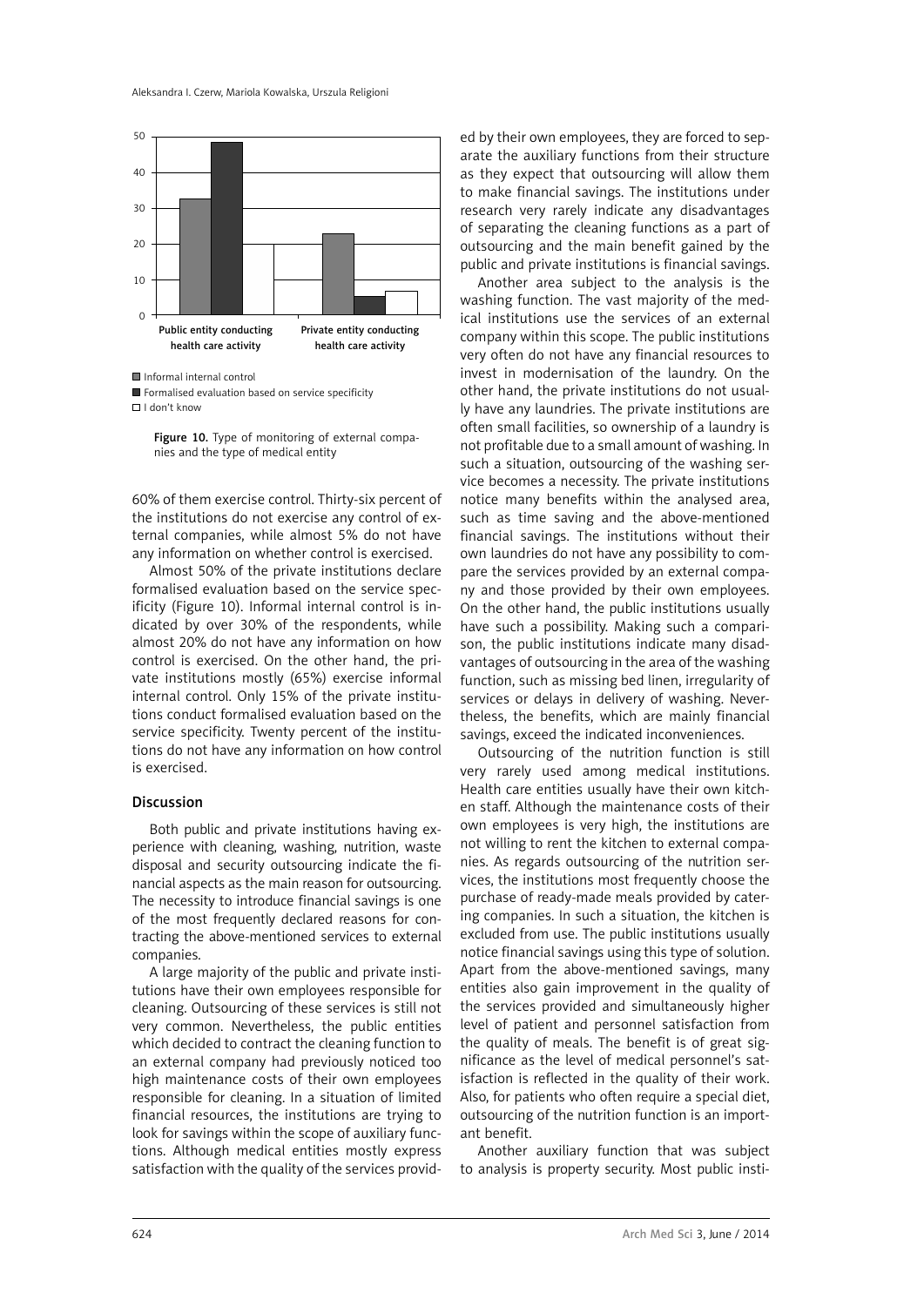50
40
30
20
10
0

Public entity conducting health care activity

Private entity conducting health care activity

Informal internal control

Formalised evaluation based on service specificity

I don't know

**Figure 10.** Type of monitoring of external companies and the type of medical entity

60% of them exercise control. Thirty-six percent of the institutions do not exercise any control of external companies, while almost 5% do not have any information on whether control is exercised.

Almost 50% of the private institutions declare formalised evaluation based on the service specificity (Figure 10). Informal internal control is indicated by over 30% of the respondents, while almost 20% do not have any information on how control is exercised. On the other hand, the private institutions mostly (65%) exercise informal internal control. Only 15% of the private institutions conduct formalised evaluation based on the service specificity. Twenty percent of the institutions do not have any information on how control is exercised.

## Discussion

Both public and private institutions having experience with cleaning, washing, nutrition, waste disposal and security outsourcing indicate the financial aspects as the main reason for outsourcing. The necessity to introduce financial savings is one of the most frequently declared reasons for contracting the above-mentioned services to external companies.

A large majority of the public and private institutions have their own employees responsible for cleaning. Outsourcing of these services is still not very common. Nevertheless, the public entities which decided to contract the cleaning function to an external company had previously noticed too high maintenance costs of their own employees responsible for cleaning. In a situation of limited financial resources, the institutions are trying to look for savings within the scope of auxiliary functions. Although medical entities mostly express satisfaction with the quality of the services provided by their own employees, they are forced to separate the auxiliary functions from their structure as they expect that outsourcing will allow them to make financial savings. The institutions under research very rarely indicate any disadvantages of separating the cleaning functions as a part of outsourcing and the main benefit gained by the public and private institutions is financial savings.

Another area subject to the analysis is the washing function. The vast majority of the medical institutions use the services of an external company within this scope. The public institutions very often do not have any financial resources to invest in modernisation of the laundry. On the other hand, the private institutions do not usually have any laundries. The private institutions are often small facilities, so ownership of a laundry is not profitable due to a small amount of washing. In such a situation, outsourcing of the washing service becomes a necessity. The private institutions notice many benefits within the analysed area, such as time saving and the above-mentioned financial savings. The institutions without their own laundries do not have any possibility to compare the services provided by an external company and those provided by their own employees. On the other hand, the public institutions usually have such a possibility. Making such a comparison, the public institutions indicate many disadvantages of outsourcing in the area of the washing function, such as missing bed linen, irregularity of services or delays in delivery of washing. Nevertheless, the benefits, which are mainly financial savings, exceed the indicated inconveniences.

Outsourcing of the nutrition function is still very rarely used among medical institutions. Health care entities usually have their own kitchen staff. Although the maintenance costs of their own employees is very high, the institutions are not willing to rent the kitchen to external companies. As regards outsourcing of the nutrition services, the institutions most frequently choose the purchase of ready-made meals provided by catering companies. In such a situation, the kitchen is excluded from use. The public institutions usually notice financial savings using this type of solution. Apart from the above-mentioned savings, many entities also gain improvement in the quality of the services provided and simultaneously higher level of patient and personnel satisfaction from the quality of meals. The benefit is of great significance as the level of medical personnel's satisfaction is reflected in the quality of their work. Also, for patients who often require a special diet, outsourcing of the nutrition function is an important benefit.

Another auxiliary function that was subject to analysis is property security. Most public insti-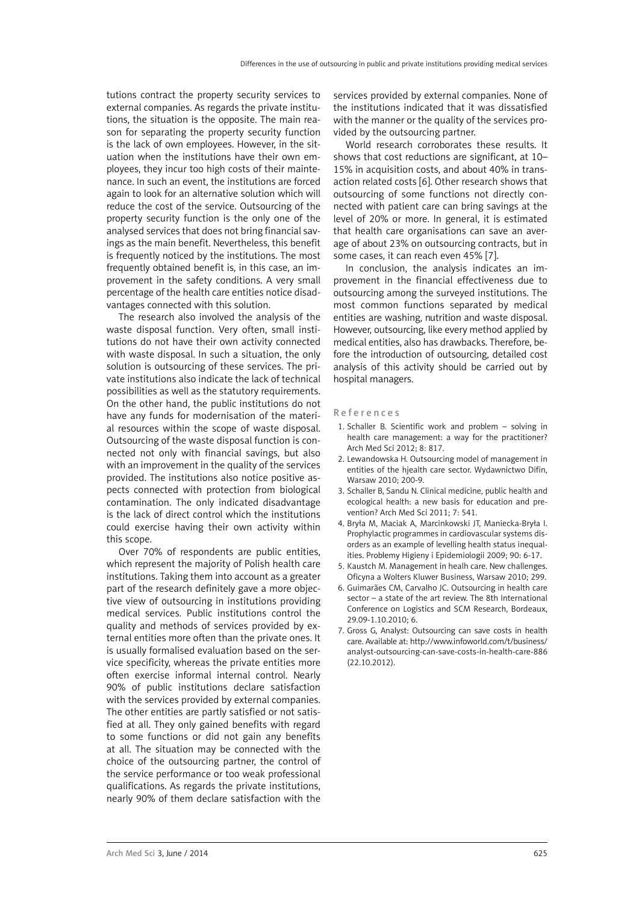tutions contract the property security services to external companies. As regards the private institutions, the situation is the opposite. The main reason for separating the property security function is the lack of own employees. However, in the situation when the institutions have their own employees, they incur too high costs of their maintenance. In such an event, the institutions are forced again to look for an alternative solution which will reduce the cost of the service. Outsourcing of the property security function is the only one of the analysed services that does not bring financial savings as the main benefit. Nevertheless, this benefit is frequently noticed by the institutions. The most frequently obtained benefit is, in this case, an improvement in the safety conditions. A very small percentage of the health care entities notice disadvantages connected with this solution.

The research also involved the analysis of the waste disposal function. Very often, small institutions do not have their own activity connected with waste disposal. In such a situation, the only solution is outsourcing of these services. The private institutions also indicate the lack of technical possibilities as well as the statutory requirements. On the other hand, the public institutions do not have any funds for modernisation of the material resources within the scope of waste disposal. Outsourcing of the waste disposal function is connected not only with financial savings, but also with an improvement in the quality of the services provided. The institutions also notice positive aspects connected with protection from biological contamination. The only indicated disadvantage is the lack of direct control which the institutions could exercise having their own activity within this scope.

Over 70% of respondents are public entities, which represent the majority of Polish health care institutions. Taking them into account as a greater part of the research definitely gave a more objective view of outsourcing in institutions providing medical services. Public institutions control the quality and methods of services provided by external entities more often than the private ones. It is usually formalised evaluation based on the service specificity, whereas the private entities more often exercise informal internal control. Nearly 90% of public institutions declare satisfaction with the services provided by external companies. The other entities are partly satisfied or not satisfied at all. They only gained benefits with regard to some functions or did not gain any benefits at all. The situation may be connected with the choice of the outsourcing partner, the control of the service performance or too weak professional qualifications. As regards the private institutions, nearly 90% of them declare satisfaction with the services provided by external companies. None of the institutions indicated that it was dissatisfied with the manner or the quality of the services provided by the outsourcing partner.

World research corroborates these results. It shows that cost reductions are significant, at 10–15% in acquisition costs, and about 40% in transaction related costs [6]. Other research shows that outsourcing of some functions not directly connected with patient care can bring savings at the level of 20% or more. In general, it is estimated that health care organisations can save an average of about 23% on outsourcing contracts, but in some cases, it can reach even 45% [7].

In conclusion, the analysis indicates an improvement in the financial effectiveness due to outsourcing among the surveyed institutions. The most common functions separated by medical entities are washing, nutrition and waste disposal. However, outsourcing, like every method applied by medical entities, also has drawbacks. Therefore, before the introduction of outsourcing, detailed cost analysis of this activity should be carried out by hospital managers.

## References

1. Schaller B. Scientific work and problem – solving in health care management: a way for the practitioner? Arch Med Sci 2012; 8: 817.
2. Lewandowska H. Outsourcing model of management in entities of the hjealth care sector. Wydawnictwo Difin, Warsaw 2010; 200-9.
3. Schaller B, Sandu N. Clinical medicine, public health and ecological health: a new basis for education and prevention? Arch Med Sci 2011; 7: 541.
4. Bryła M, Maciak A, Marcinkowski JT, Maniecka-Bryła I. Prophylactic programmes in cardiovascular systems disorders as an example of levelling health status inequalities. Problemy Higieny i Epidemiologii 2009; 90: 6-17.
5. Kaustch M. Management in healh care. New challenges. Oficyna a Wolters Kluwer Business, Warsaw 2010; 299.
6. Guimarães CM, Carvalho JC. Outsourcing in health care sector – a state of the art review. The 8th International Conference on Logistics and SCM Research, Bordeaux, 29.09-1.10.2010; 6.
7. Gross G, Analyst: Outsourcing can save costs in health care. Available at: http://www.infoworld.com/t/business/analyst-outsourcing-can-save-costs-in-health-care-886 (22.10.2012).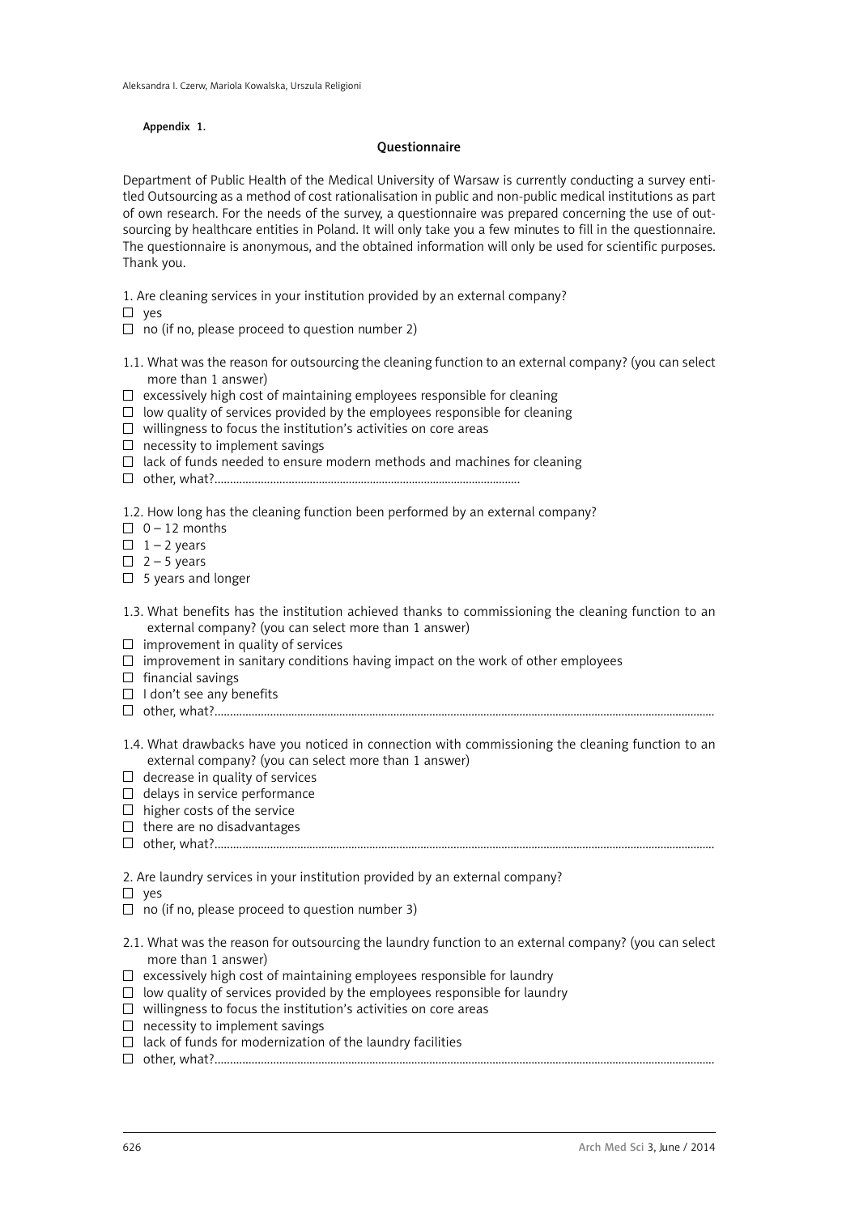Appendix 1.

### Questionnaire

Department of Public Health of the Medical University of Warsaw is currently conducting a survey entitled Outsourcing as a method of cost rationalisation in public and non-public medical institutions as part of own research. For the needs of the survey, a questionnaire was prepared concerning the use of outsourcing by healthcare entities in Poland. It will only take you a few minutes to fill in the questionnaire. The questionnaire is anonymous, and the obtained information will only be used for scientific purposes. Thank you.

1. Are cleaning services in your institution provided by an external company?

- ☐ yes
- ☐ no (if no, please proceed to question number 2)

1.1. What was the reason for outsourcing the cleaning function to an external company? (you can select more than 1 answer)

- ☐ excessively high cost of maintaining employees responsible for cleaning
- ☐ low quality of services provided by the employees responsible for cleaning
- ☐ willingness to focus the institution's activities on core areas
- ☐ necessity to implement savings
- ☐ lack of funds needed to ensure modern methods and machines for cleaning
- ☐ other, what?...................................................................................................

1.2. How long has the cleaning function been performed by an external company?

- ☐ 0 – 12 months
- ☐ 1 – 2 years
- ☐ 2 – 5 years
- ☐ 5 years and longer

1.3. What benefits has the institution achieved thanks to commissioning the cleaning function to an external company? (you can select more than 1 answer)

- ☐ improvement in quality of services
- ☐ improvement in sanitary conditions having impact on the work of other employees
- ☐ financial savings
- ☐ I don't see any benefits
- ☐ other, what?...................................................................................................

1.4. What drawbacks have you noticed in connection with commissioning the cleaning function to an external company? (you can select more than 1 answer)

- ☐ decrease in quality of services
- ☐ delays in service performance
- ☐ higher costs of the service
- ☐ there are no disadvantages
- ☐ other, what?...................................................................................................

2. Are laundry services in your institution provided by an external company?

- ☐ yes
- ☐ no (if no, please proceed to question number 3)

2.1. What was the reason for outsourcing the laundry function to an external company? (you can select more than 1 answer)

- ☐ excessively high cost of maintaining employees responsible for laundry
- ☐ low quality of services provided by the employees responsible for laundry
- ☐ willingness to focus the institution's activities on core areas
- ☐ necessity to implement savings
- ☐ lack of funds for modernization of the laundry facilities
- ☐ other, what?...................................................................................................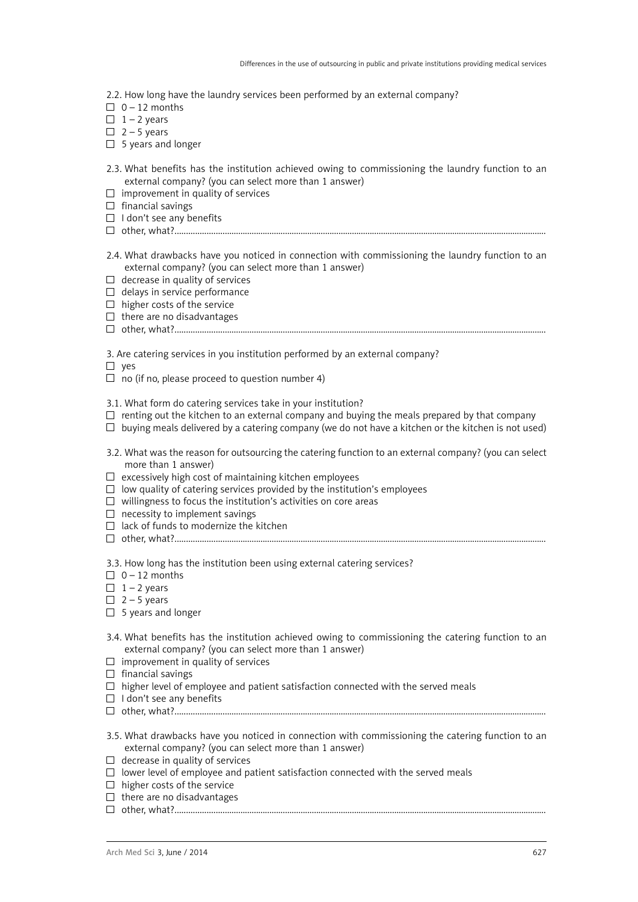2.2. How long have the laundry services been performed by an external company?

- ☐ 0 – 12 months
- ☐ 1 – 2 years
- ☐ 2 – 5 years
- ☐ 5 years and longer

2.3. What benefits has the institution achieved owing to commissioning the laundry function to an external company? (you can select more than 1 answer)

- ☐ improvement in quality of services
- ☐ financial savings
- ☐ I don't see any benefits
- ☐ other, what?.......................................................................................................................................................

2.4. What drawbacks have you noticed in connection with commissioning the laundry function to an external company? (you can select more than 1 answer)

- ☐ decrease in quality of services
- ☐ delays in service performance
- ☐ higher costs of the service
- ☐ there are no disadvantages
- ☐ other, what?.......................................................................................................................................................

3. Are catering services in you institution performed by an external company?

- ☐ yes
- ☐ no (if no, please proceed to question number 4)

3.1. What form do catering services take in your institution?

- ☐ renting out the kitchen to an external company and buying the meals prepared by that company
- ☐ buying meals delivered by a catering company (we do not have a kitchen or the kitchen is not used)

3.2. What was the reason for outsourcing the catering function to an external company? (you can select more than 1 answer)

- ☐ excessively high cost of maintaining kitchen employees
- ☐ low quality of catering services provided by the institution's employees
- ☐ willingness to focus the institution's activities on core areas
- ☐ necessity to implement savings
- ☐ lack of funds to modernize the kitchen
- ☐ other, what?.......................................................................................................................................................

3.3. How long has the institution been using external catering services?

- ☐ 0 – 12 months
- ☐ 1 – 2 years
- ☐ 2 – 5 years
- ☐ 5 years and longer

3.4. What benefits has the institution achieved owing to commissioning the catering function to an external company? (you can select more than 1 answer)

- ☐ improvement in quality of services
- ☐ financial savings
- ☐ higher level of employee and patient satisfaction connected with the served meals
- ☐ I don't see any benefits
- ☐ other, what?.......................................................................................................................................................

3.5. What drawbacks have you noticed in connection with commissioning the catering function to an external company? (you can select more than 1 answer)

- ☐ decrease in quality of services
- ☐ lower level of employee and patient satisfaction connected with the served meals
- ☐ higher costs of the service
- ☐ there are no disadvantages
- ☐ other, what?.......................................................................................................................................................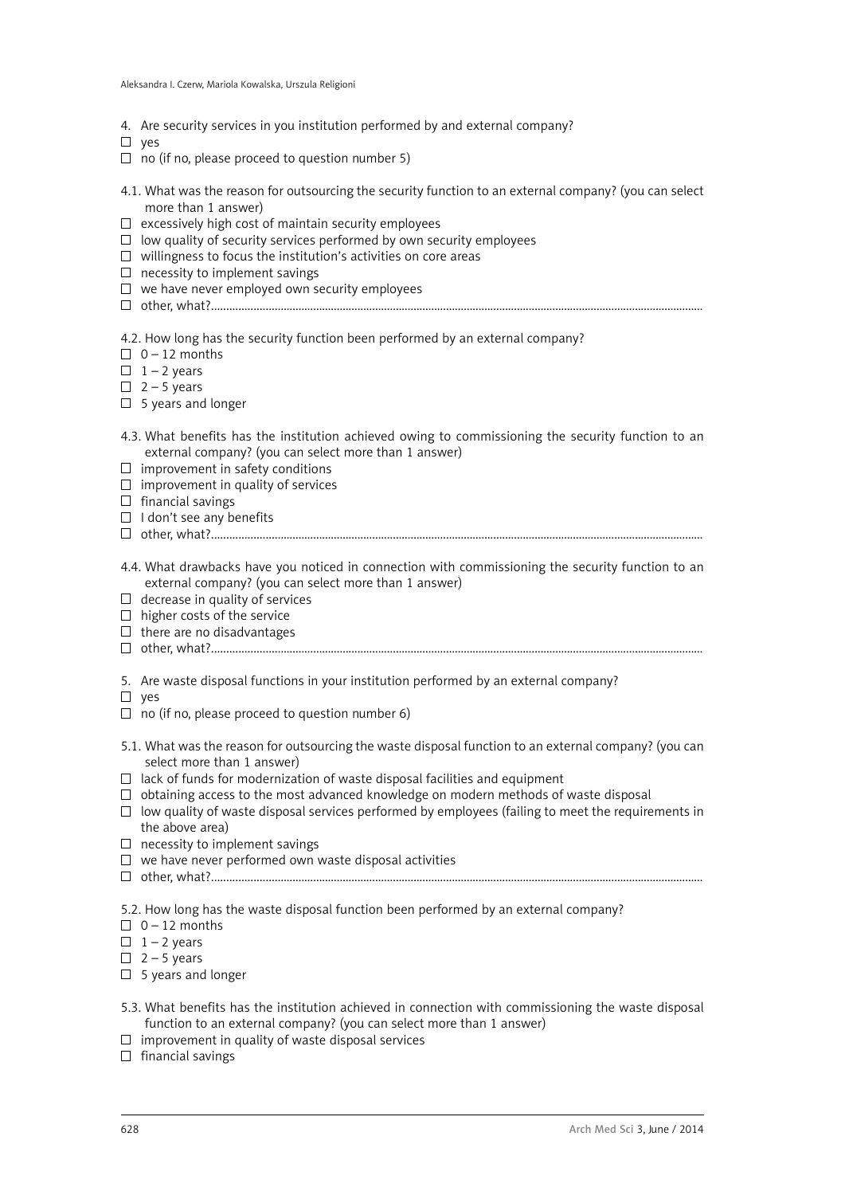4. Are security services in you institution performed by and external company?

☐ yes
☐ no (if no, please proceed to question number 5)

4.1. What was the reason for outsourcing the security function to an external company? (you can select more than 1 answer)

☐ excessively high cost of maintain security employees
☐ low quality of security services performed by own security employees
☐ willingness to focus the institution's activities on core areas
☐ necessity to implement savings
☐ we have never employed own security employees
☐ other, what?...........................................................................................................................................................

4.2. How long has the security function been performed by an external company?

☐ 0 – 12 months
☐ 1 – 2 years
☐ 2 – 5 years
☐ 5 years and longer

4.3. What benefits has the institution achieved owing to commissioning the security function to an external company? (you can select more than 1 answer)

☐ improvement in safety conditions
☐ improvement in quality of services
☐ financial savings
☐ I don't see any benefits
☐ other, what?...........................................................................................................................................................

4.4. What drawbacks have you noticed in connection with commissioning the security function to an external company? (you can select more than 1 answer)

☐ decrease in quality of services
☐ higher costs of the service
☐ there are no disadvantages
☐ other, what?...........................................................................................................................................................

5. Are waste disposal functions in your institution performed by an external company?

☐ yes
☐ no (if no, please proceed to question number 6)

5.1. What was the reason for outsourcing the waste disposal function to an external company? (you can select more than 1 answer)

☐ lack of funds for modernization of waste disposal facilities and equipment
☐ obtaining access to the most advanced knowledge on modern methods of waste disposal
☐ low quality of waste disposal services performed by employees (failing to meet the requirements in the above area)
☐ necessity to implement savings
☐ we have never performed own waste disposal activities
☐ other, what?...........................................................................................................................................................

5.2. How long has the waste disposal function been performed by an external company?

☐ 0 – 12 months
☐ 1 – 2 years
☐ 2 – 5 years
☐ 5 years and longer

5.3. What benefits has the institution achieved in connection with commissioning the waste disposal function to an external company? (you can select more than 1 answer)

☐ improvement in quality of waste disposal services
☐ financial savings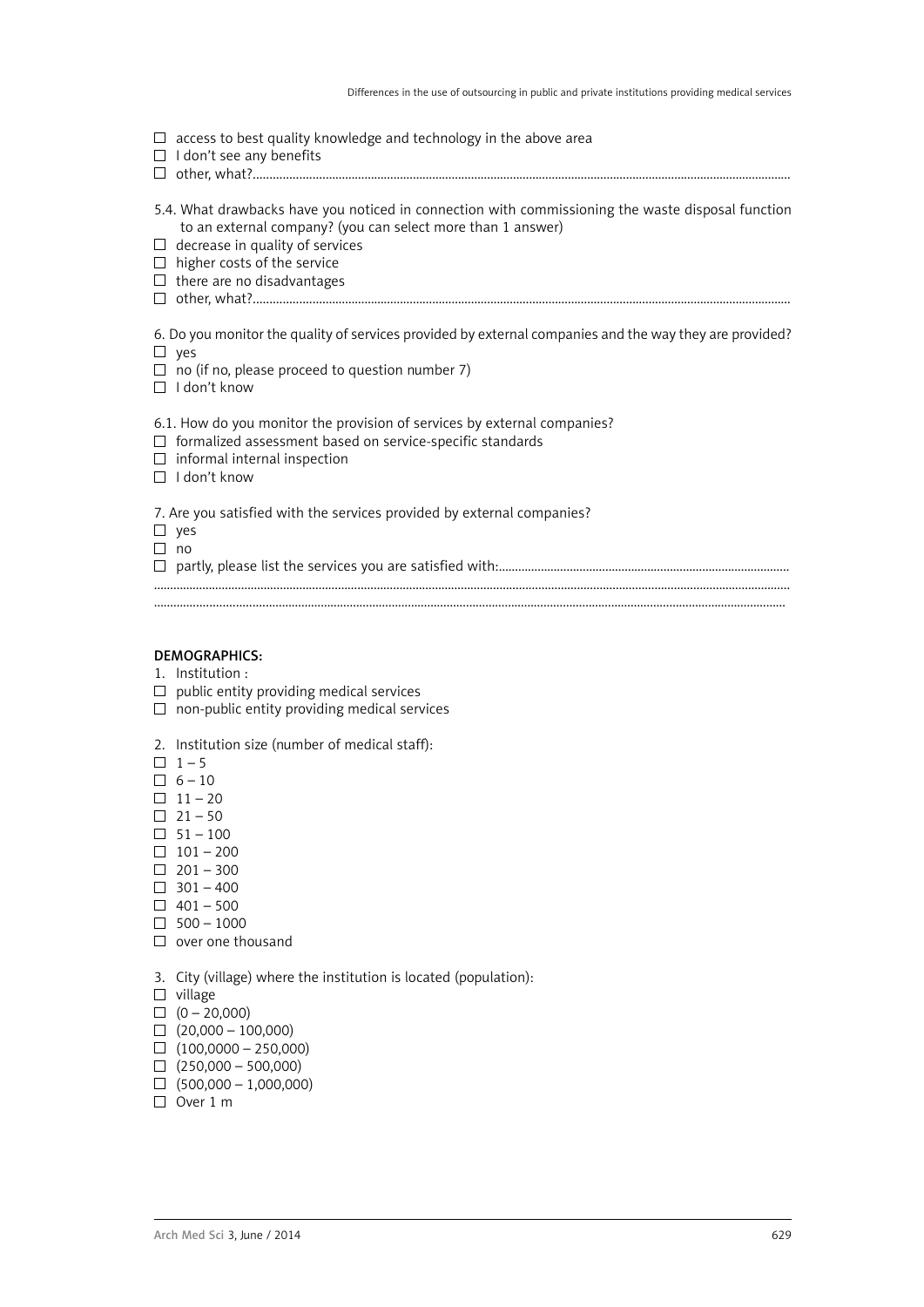- ☐ access to best quality knowledge and technology in the above area
- ☐ I don't see any benefits
- ☐ other, what?.............................................................................................................................................................

5.4. What drawbacks have you noticed in connection with commissioning the waste disposal function to an external company? (you can select more than 1 answer)

- ☐ decrease in quality of services
- ☐ higher costs of the service
- ☐ there are no disadvantages
- ☐ other, what?.............................................................................................................................................................

6. Do you monitor the quality of services provided by external companies and the way they are provided?

- ☐ yes
- ☐ no (if no, please proceed to question number 7)
- ☐ I don't know

6.1. How do you monitor the provision of services by external companies?

- ☐ formalized assessment based on service-specific standards
- ☐ informal internal inspection
- ☐ I don't know

7. Are you satisfied with the services provided by external companies?

- ☐ yes
- ☐ no
- ☐ partly, please list the services you are satisfied with:.......................................................................................

.....................................................................................................................................................................................

.....................................................................................................................................................................................

**DEMOGRAPHICS:**

1. Institution :

- ☐ public entity providing medical services
- ☐ non-public entity providing medical services

2. Institution size (number of medical staff):

- ☐ 1 – 5
- ☐ 6 – 10
- ☐ 11 – 20
- ☐ 21 – 50
- ☐ 51 – 100
- ☐ 101 – 200
- ☐ 201 – 300
- ☐ 301 – 400
- ☐ 401 – 500
- ☐ 500 – 1000
- ☐ over one thousand

3. City (village) where the institution is located (population):

- ☐ village
- ☐ (0 – 20,000)
- ☐ (20,000 – 100,000)
- ☐ (100,0000 – 250,000)
- ☐ (250,000 – 500,000)
- ☐ (500,000 – 1,000,000)
- ☐ Over 1 m